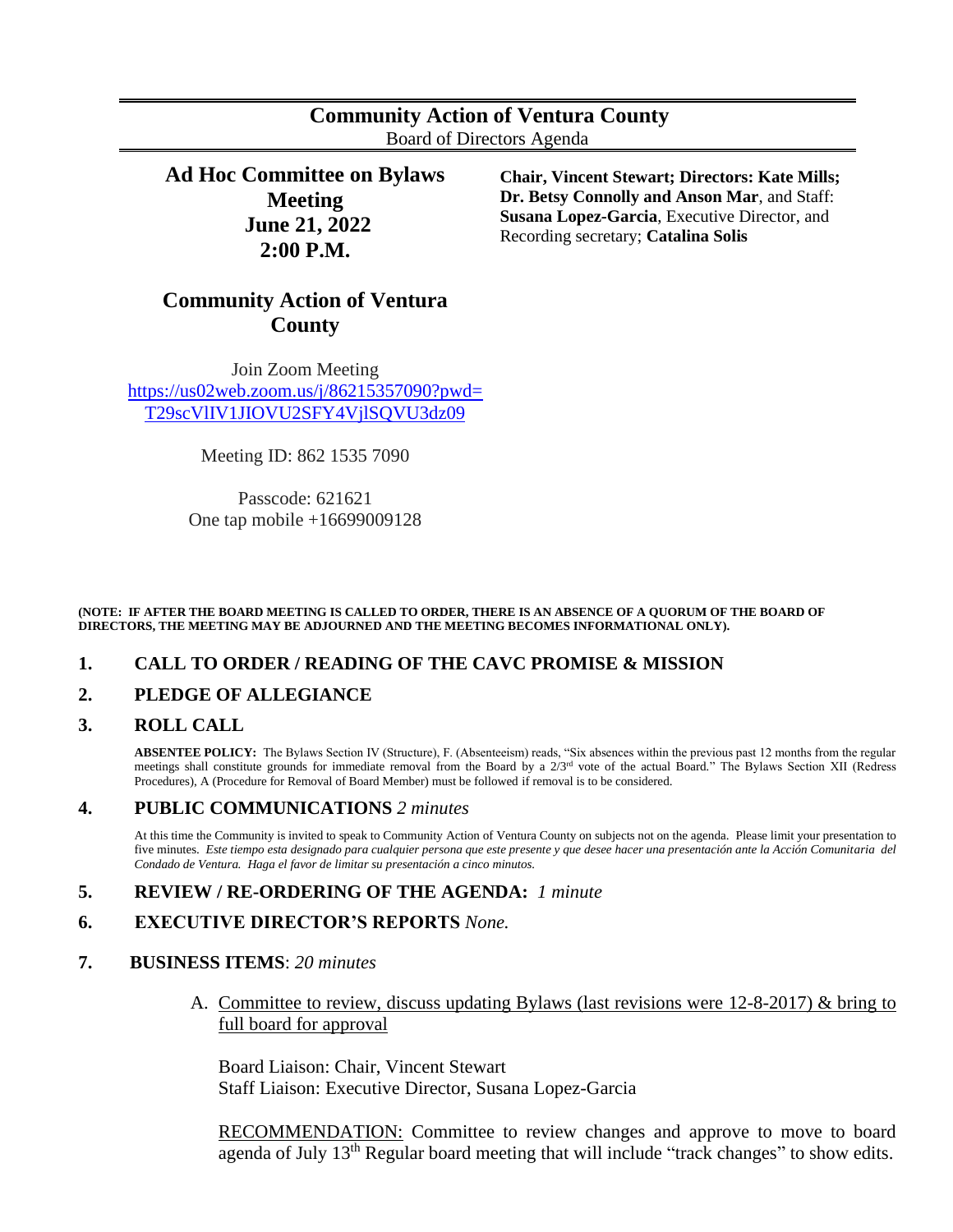# Community Action of Ventura County

Board of Directors Agenda

## Ad Hoc Committee on Bylaws Meeting
## June 21, 2022
## 2:00 P.M.

**Chair, Vincent Stewart; Directors: Kate Mills; Dr. Betsy Connolly and Anson Mar**, and Staff: **Susana Lopez-Garcia**, Executive Director, and Recording secretary; **Catalina Solis**

## Community Action of Ventura County

Join Zoom Meeting
https://us02web.zoom.us/j/86215357090?pwd=T29scVlIV1JIOVU2SFY4VjlSQVU3dz09

Meeting ID: 862 1535 7090

Passcode: 621621
One tap mobile +16699009128

**(NOTE: IF AFTER THE BOARD MEETING IS CALLED TO ORDER, THERE IS AN ABSENCE OF A QUORUM OF THE BOARD OF DIRECTORS, THE MEETING MAY BE ADJOURNED AND THE MEETING BECOMES INFORMATIONAL ONLY).**

### 1. CALL TO ORDER / READING OF THE CAVC PROMISE & MISSION

### 2. PLEDGE OF ALLEGIANCE

### 3. ROLL CALL

**ABSENTEE POLICY:** The Bylaws Section IV (Structure), F. (Absenteeism) reads, "Six absences within the previous past 12 months from the regular meetings shall constitute grounds for immediate removal from the Board by a 2/3rd vote of the actual Board." The Bylaws Section XII (Redress Procedures), A (Procedure for Removal of Board Member) must be followed if removal is to be considered.

### 4. PUBLIC COMMUNICATIONS *2 minutes*

At this time the Community is invited to speak to Community Action of Ventura County on subjects not on the agenda. Please limit your presentation to five minutes. *Este tiempo esta designado para cualquier persona que este presente y que desee hacer una presentación ante la Acción Comunitaria del Condado de Ventura. Haga el favor de limitar su presentación a cinco minutos.*

### 5. REVIEW / RE-ORDERING OF THE AGENDA: *1 minute*

### 6. EXECUTIVE DIRECTOR'S REPORTS *None.*

### 7. BUSINESS ITEMS: *20 minutes*

A. Committee to review, discuss updating Bylaws (last revisions were 12-8-2017) & bring to full board for approval

Board Liaison: Chair, Vincent Stewart
Staff Liaison: Executive Director, Susana Lopez-Garcia

RECOMMENDATION: Committee to review changes and approve to move to board agenda of July 13th Regular board meeting that will include "track changes" to show edits.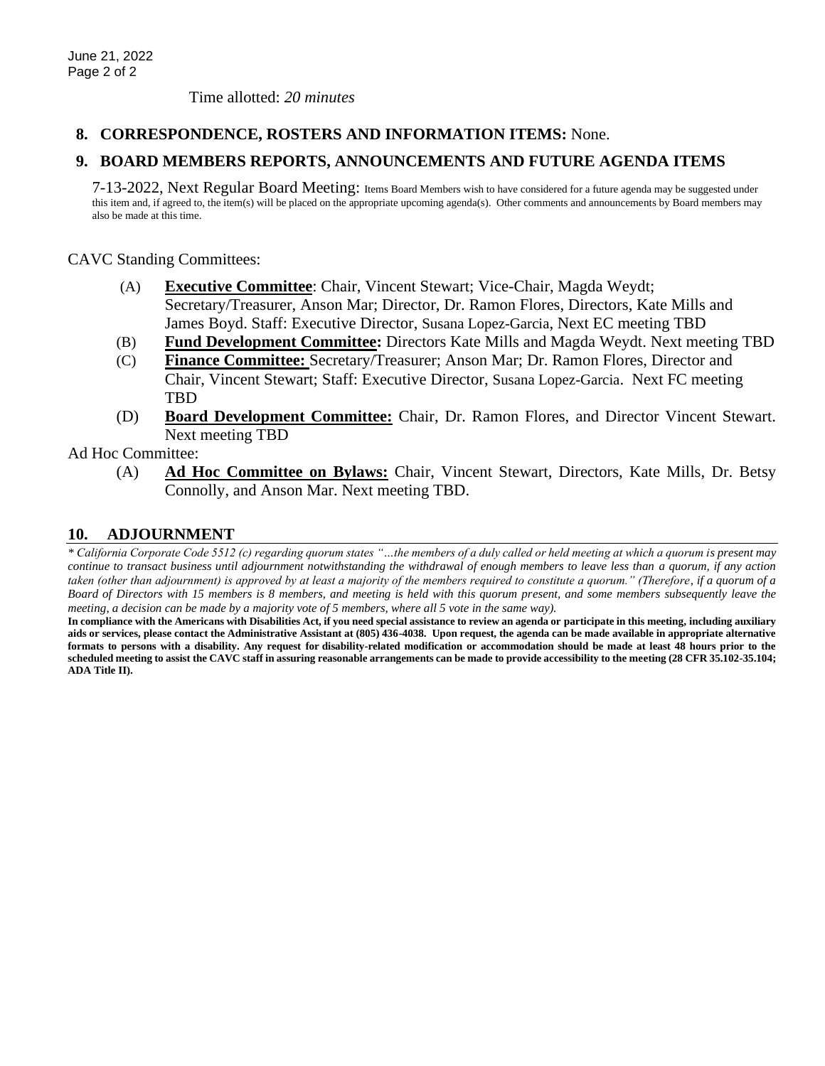Time allotted: *20 minutes*

## 8. CORRESPONDENCE, ROSTERS AND INFORMATION ITEMS: None.

## 9. BOARD MEMBERS REPORTS, ANNOUNCEMENTS AND FUTURE AGENDA ITEMS

7-13-2022, Next Regular Board Meeting: Items Board Members wish to have considered for a future agenda may be suggested under this item and, if agreed to, the item(s) will be placed on the appropriate upcoming agenda(s). Other comments and announcements by Board members may also be made at this time.

CAVC Standing Committees:

(A) **Executive Committee**: Chair, Vincent Stewart; Vice-Chair, Magda Weydt; Secretary/Treasurer, Anson Mar; Director, Dr. Ramon Flores, Directors, Kate Mills and James Boyd. Staff: Executive Director, Susana Lopez-Garcia, Next EC meeting TBD

(B) **Fund Development Committee:** Directors Kate Mills and Magda Weydt. Next meeting TBD

(C) **Finance Committee:** Secretary/Treasurer; Anson Mar; Dr. Ramon Flores, Director and Chair, Vincent Stewart; Staff: Executive Director, Susana Lopez-Garcia. Next FC meeting TBD

(D) **Board Development Committee:** Chair, Dr. Ramon Flores, and Director Vincent Stewart. Next meeting TBD

Ad Hoc Committee:

(A) **Ad Hoc Committee on Bylaws:** Chair, Vincent Stewart, Directors, Kate Mills, Dr. Betsy Connolly, and Anson Mar. Next meeting TBD.

## 10. ADJOURNMENT

*\* California Corporate Code 5512 (c) regarding quorum states "…the members of a duly called or held meeting at which a quorum is present may continue to transact business until adjournment notwithstanding the withdrawal of enough members to leave less than a quorum, if any action taken (other than adjournment) is approved by at least a majority of the members required to constitute a quorum." (Therefore, if a quorum of a Board of Directors with 15 members is 8 members, and meeting is held with this quorum present, and some members subsequently leave the meeting, a decision can be made by a majority vote of 5 members, where all 5 vote in the same way).*

**In compliance with the Americans with Disabilities Act, if you need special assistance to review an agenda or participate in this meeting, including auxiliary aids or services, please contact the Administrative Assistant at (805) 436-4038. Upon request, the agenda can be made available in appropriate alternative formats to persons with a disability. Any request for disability-related modification or accommodation should be made at least 48 hours prior to the scheduled meeting to assist the CAVC staff in assuring reasonable arrangements can be made to provide accessibility to the meeting (28 CFR 35.102-35.104; ADA Title II).**